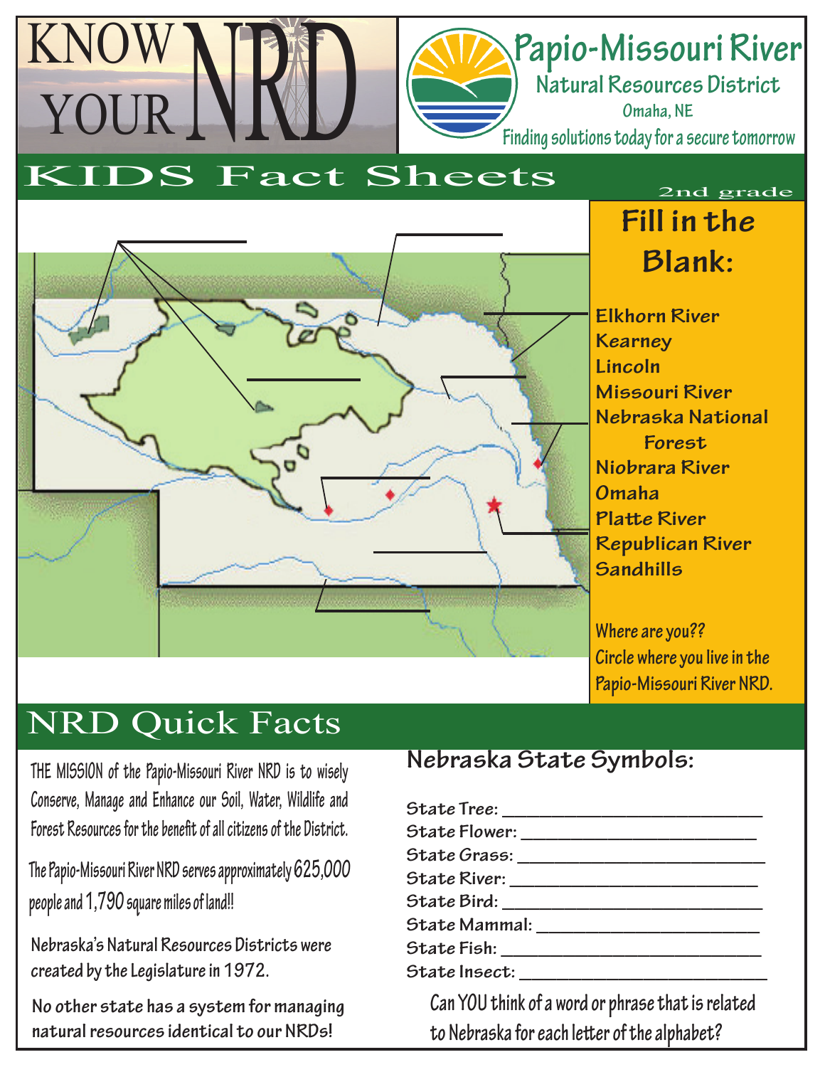# KNOW YOUR NRD

## Papio-Missouri River Natural Resources District

Omaha, NE

Finding solutions today for a secure tomorrow

## KIDS Fact Sheets

2nd grade

### Fill in the Blank:

**Elkhorn River**
**Kearney**
**Lincoln**
**Missouri River**
**Nebraska National Forest**
**Niobrara River**
**Omaha**
**Platte River**
**Republican River**
**Sandhills**

Where are you??
Circle where you live in the Papio-Missouri River NRD.

## NRD Quick Facts

THE MISSION of the Papio-Missouri River NRD is to wisely Conserve, Manage and Enhance our Soil, Water, Wildlife and Forest Resources for the benefit of all citizens of the District.

The Papio-Missouri River NRD serves approximately 625,000 people and 1,790 square miles of land!!

Nebraska's Natural Resources Districts were created by the Legislature in 1972.

No other state has a system for managing natural resources identical to our NRDs!

### Nebraska State Symbols:

State Tree: ___________________________

State Flower: _________________________

State Grass: __________________________

State River: __________________________

State Bird: ___________________________

State Mammal: ________________________

State Fish: ___________________________

State Insect: __________________________

Can YOU think of a word or phrase that is related to Nebraska for each letter of the alphabet?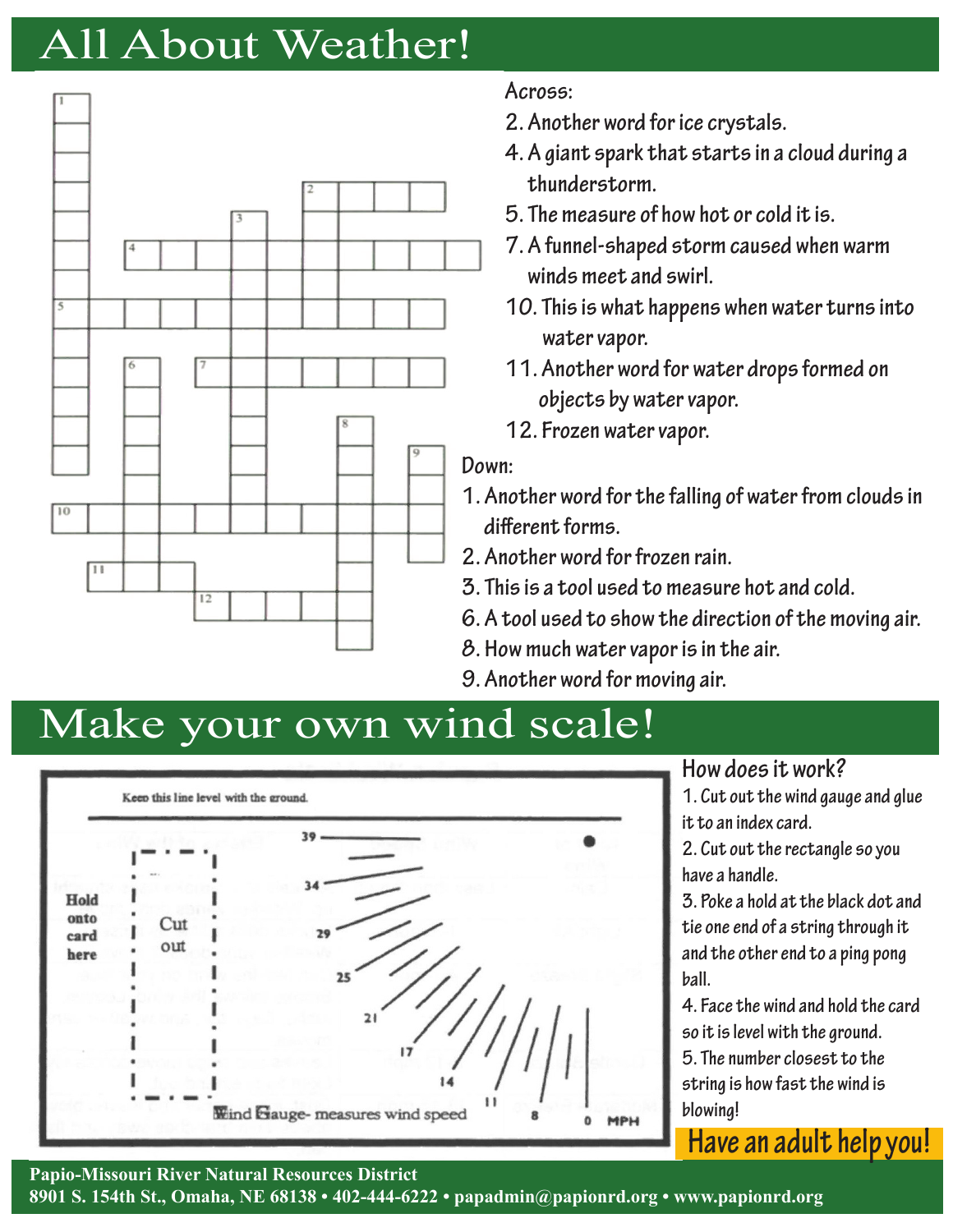# All About Weather!

Across:

2. Another word for ice crystals.
4. A giant spark that starts in a cloud during a thunderstorm.
5. The measure of how hot or cold it is.
7. A funnel-shaped storm caused when warm winds meet and swirl.
10. This is what happens when water turns into water vapor.
11. Another word for water drops formed on objects by water vapor.
12. Frozen water vapor.

Down:

1. Another word for the falling of water from clouds in different forms.
2. Another word for frozen rain.
3. This is a tool used to measure hot and cold.
6. A tool used to show the direction of the moving air.
8. How much water vapor is in the air.
9. Another word for moving air.

# Make your own wind scale!

Keep this line level with the ground.

Hold onto card here

Cut out

39
34
29
25
21
17
14
11
8
0 MPH

Wind Gauge- measures wind speed

How does it work?

1. Cut out the wind gauge and glue it to an index card.
2. Cut out the rectangle so you have a handle.
3. Poke a hold at the black dot and tie one end of a string through it and the other end to a ping pong ball.
4. Face the wind and hold the card so it is level with the ground.
5. The number closest to the string is how fast the wind is blowing!

**Have an adult help you!**

**Papio-Missouri River Natural Resources District**
**8901 S. 154th St., Omaha, NE 68138 • 402-444-6222 • papadmin@papionrd.org • www.papionrd.org**